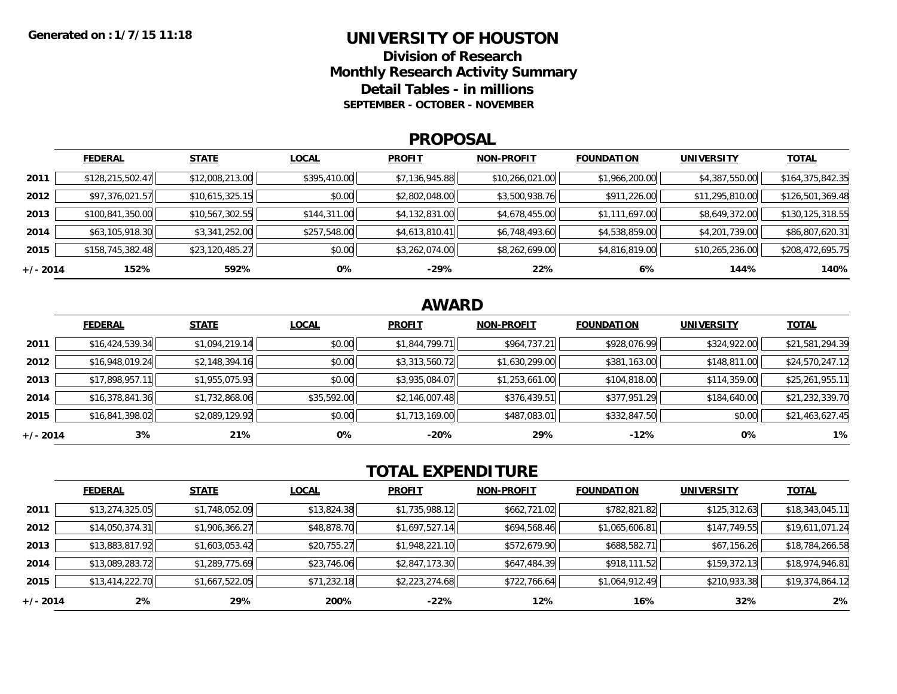Generated on : 1/7/15 11:18

# UNIVERSITY OF HOUSTON

## Division of Research

## Monthly Research Activity Summary

## Detail Tables - in millions

### SEPTEMBER - OCTOBER - NOVEMBER

## PROPOSAL

| | FEDERAL | STATE | LOCAL | PROFIT | NON-PROFIT | FOUNDATION | UNIVERSITY | TOTAL |
|---|---|---|---|---|---|---|---|---|
| 2011 | $128,215,502.47 | $12,008,213.00 | $395,410.00 | $7,136,945.88 | $10,266,021.00 | $1,966,200.00 | $4,387,550.00 | $164,375,842.35 |
| 2012 | $97,376,021.57 | $10,615,325.15 | $0.00 | $2,802,048.00 | $3,500,938.76 | $911,226.00 | $11,295,810.00 | $126,501,369.48 |
| 2013 | $100,841,350.00 | $10,567,302.55 | $144,311.00 | $4,132,831.00 | $4,678,455.00 | $1,111,697.00 | $8,649,372.00 | $130,125,318.55 |
| 2014 | $63,105,918.30 | $3,341,252.00 | $257,548.00 | $4,613,810.41 | $6,748,493.60 | $4,538,859.00 | $4,201,739.00 | $86,807,620.31 |
| 2015 | $158,745,382.48 | $23,120,485.27 | $0.00 | $3,262,074.00 | $8,262,699.00 | $4,816,819.00 | $10,265,236.00 | $208,472,695.75 |
| +/- 2014 | 152% | 592% | 0% | -29% | 22% | 6% | 144% | 140% |

## AWARD

| | FEDERAL | STATE | LOCAL | PROFIT | NON-PROFIT | FOUNDATION | UNIVERSITY | TOTAL |
|---|---|---|---|---|---|---|---|---|
| 2011 | $16,424,539.34 | $1,094,219.14 | $0.00 | $1,844,799.71 | $964,737.21 | $928,076.99 | $324,922.00 | $21,581,294.39 |
| 2012 | $16,948,019.24 | $2,148,394.16 | $0.00 | $3,313,560.72 | $1,630,299.00 | $381,163.00 | $148,811.00 | $24,570,247.12 |
| 2013 | $17,898,957.11 | $1,955,075.93 | $0.00 | $3,935,084.07 | $1,253,661.00 | $104,818.00 | $114,359.00 | $25,261,955.11 |
| 2014 | $16,378,841.36 | $1,732,868.06 | $35,592.00 | $2,146,007.48 | $376,439.51 | $377,951.29 | $184,640.00 | $21,232,339.70 |
| 2015 | $16,841,398.02 | $2,089,129.92 | $0.00 | $1,713,169.00 | $487,083.01 | $332,847.50 | $0.00 | $21,463,627.45 |
| +/- 2014 | 3% | 21% | 0% | -20% | 29% | -12% | 0% | 1% |

## TOTAL EXPENDITURE

| | FEDERAL | STATE | LOCAL | PROFIT | NON-PROFIT | FOUNDATION | UNIVERSITY | TOTAL |
|---|---|---|---|---|---|---|---|---|
| 2011 | $13,274,325.05 | $1,748,052.09 | $13,824.38 | $1,735,988.12 | $662,721.02 | $782,821.82 | $125,312.63 | $18,343,045.11 |
| 2012 | $14,050,374.31 | $1,906,366.27 | $48,878.70 | $1,697,527.14 | $694,568.46 | $1,065,606.81 | $147,749.55 | $19,611,071.24 |
| 2013 | $13,883,817.92 | $1,603,053.42 | $20,755.27 | $1,948,221.10 | $572,679.90 | $688,582.71 | $67,156.26 | $18,784,266.58 |
| 2014 | $13,089,283.72 | $1,289,775.69 | $23,746.06 | $2,847,173.30 | $647,484.39 | $918,111.52 | $159,372.13 | $18,974,946.81 |
| 2015 | $13,414,222.70 | $1,667,522.05 | $71,232.18 | $2,223,274.68 | $722,766.64 | $1,064,912.49 | $210,933.38 | $19,374,864.12 |
| +/- 2014 | 2% | 29% | 200% | -22% | 12% | 16% | 32% | 2% |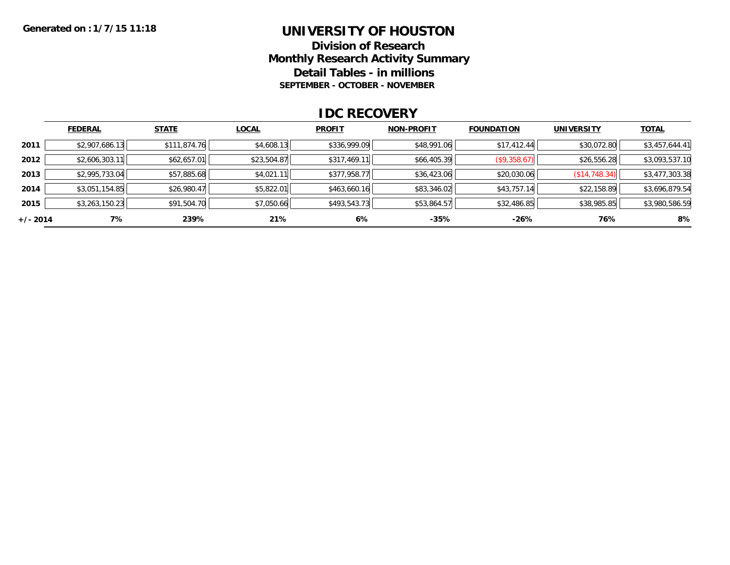Generated on :1/7/15 11:18

# UNIVERSITY OF HOUSTON

## Division of Research

## Monthly Research Activity Summary

## Detail Tables - in millions

### SEPTEMBER - OCTOBER - NOVEMBER

## IDC RECOVERY

| | FEDERAL | STATE | LOCAL | PROFIT | NON-PROFIT | FOUNDATION | UNIVERSITY | TOTAL |
|---|---|---|---|---|---|---|---|---|
| 2011 | $2,907,686.13 | $111,874.76 | $4,608.13 | $336,999.09 | $48,991.06 | $17,412.44 | $30,072.80 | $3,457,644.41 |
| 2012 | $2,606,303.11 | $62,657.01 | $23,504.87 | $317,469.11 | $66,405.39 | ($9,358.67) | $26,556.28 | $3,093,537.10 |
| 2013 | $2,995,733.04 | $57,885.68 | $4,021.11 | $377,958.77 | $36,423.06 | $20,030.06 | ($14,748.34) | $3,477,303.38 |
| 2014 | $3,051,154.85 | $26,980.47 | $5,822.01 | $463,660.16 | $83,346.02 | $43,757.14 | $22,158.89 | $3,696,879.54 |
| 2015 | $3,263,150.23 | $91,504.70 | $7,050.66 | $493,543.73 | $53,864.57 | $32,486.85 | $38,985.85 | $3,980,586.59 |
| +/- 2014 | 7% | 239% | 21% | 6% | -35% | -26% | 76% | 8% |